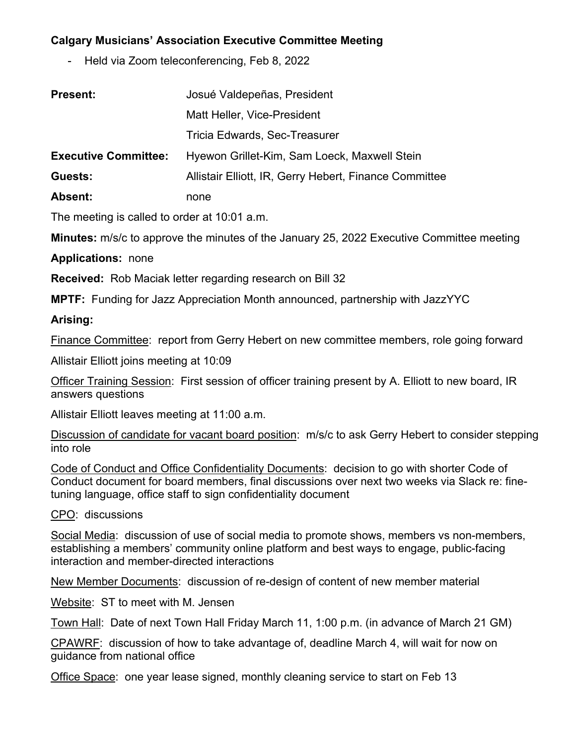**Calgary Musicians' Association Executive Committee Meeting**

- Held via Zoom teleconferencing, Feb 8, 2022

| | |
|---|---|
| **Present:** | Josué Valdepeñas, President |
| | Matt Heller, Vice-President |
| | Tricia Edwards, Sec-Treasurer |
| **Executive Committee:** | Hyewon Grillet-Kim, Sam Loeck, Maxwell Stein |
| **Guests:** | Allistair Elliott, IR, Gerry Hebert, Finance Committee |
| **Absent:** | none |

The meeting is called to order at 10:01 a.m.

**Minutes:** m/s/c to approve the minutes of the January 25, 2022 Executive Committee meeting

**Applications:** none

**Received:** Rob Maciak letter regarding research on Bill 32

**MPTF:** Funding for Jazz Appreciation Month announced, partnership with JazzYYC

**Arising:**

<u>Finance Committee</u>: report from Gerry Hebert on new committee members, role going forward

Allistair Elliott joins meeting at 10:09

<u>Officer Training Session</u>: First session of officer training present by A. Elliott to new board, IR answers questions

Allistair Elliott leaves meeting at 11:00 a.m.

<u>Discussion of candidate for vacant board position</u>: m/s/c to ask Gerry Hebert to consider stepping into role

<u>Code of Conduct and Office Confidentiality Documents</u>: decision to go with shorter Code of Conduct document for board members, final discussions over next two weeks via Slack re: fine-tuning language, office staff to sign confidentiality document

<u>CPO</u>: discussions

<u>Social Media</u>: discussion of use of social media to promote shows, members vs non-members, establishing a members' community online platform and best ways to engage, public-facing interaction and member-directed interactions

<u>New Member Documents</u>: discussion of re-design of content of new member material

<u>Website</u>: ST to meet with M. Jensen

<u>Town Hall</u>: Date of next Town Hall Friday March 11, 1:00 p.m. (in advance of March 21 GM)

<u>CPAWRF</u>: discussion of how to take advantage of, deadline March 4, will wait for now on guidance from national office

<u>Office Space</u>: one year lease signed, monthly cleaning service to start on Feb 13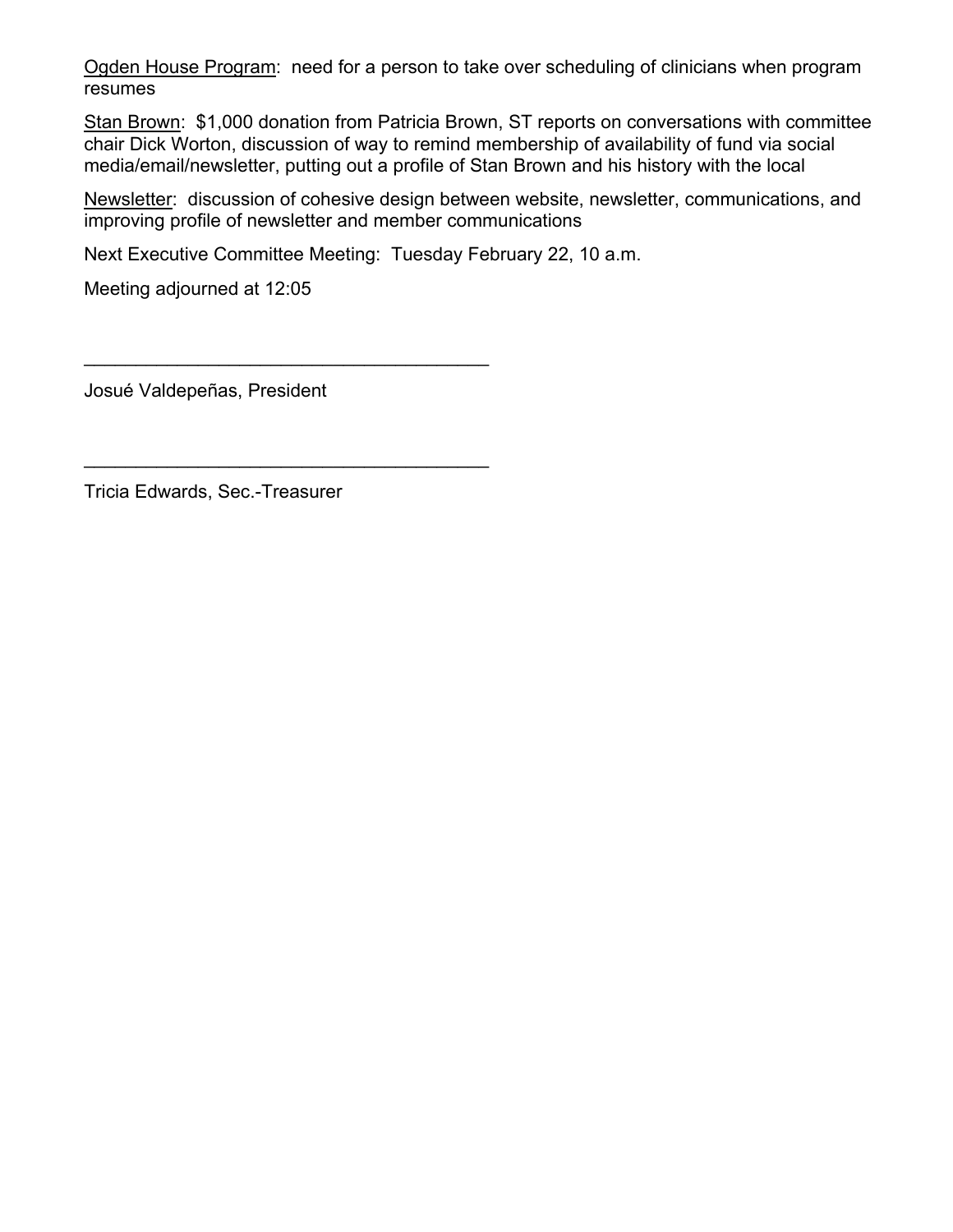<u>Ogden House Program</u>: need for a person to take over scheduling of clinicians when program resumes

<u>Stan Brown</u>: $1,000 donation from Patricia Brown, ST reports on conversations with committee chair Dick Worton, discussion of way to remind membership of availability of fund via social media/email/newsletter, putting out a profile of Stan Brown and his history with the local

<u>Newsletter</u>: discussion of cohesive design between website, newsletter, communications, and improving profile of newsletter and member communications

Next Executive Committee Meeting: Tuesday February 22, 10 a.m.

Meeting adjourned at 12:05

\_\_\_\_\_\_\_\_\_\_\_\_\_\_\_\_\_\_\_\_\_\_\_\_\_\_\_\_\_\_\_\_\_\_\_\_\_\_\_\_

Josué Valdepeñas, President

\_\_\_\_\_\_\_\_\_\_\_\_\_\_\_\_\_\_\_\_\_\_\_\_\_\_\_\_\_\_\_\_\_\_\_\_\_\_\_\_

Tricia Edwards, Sec.-Treasurer